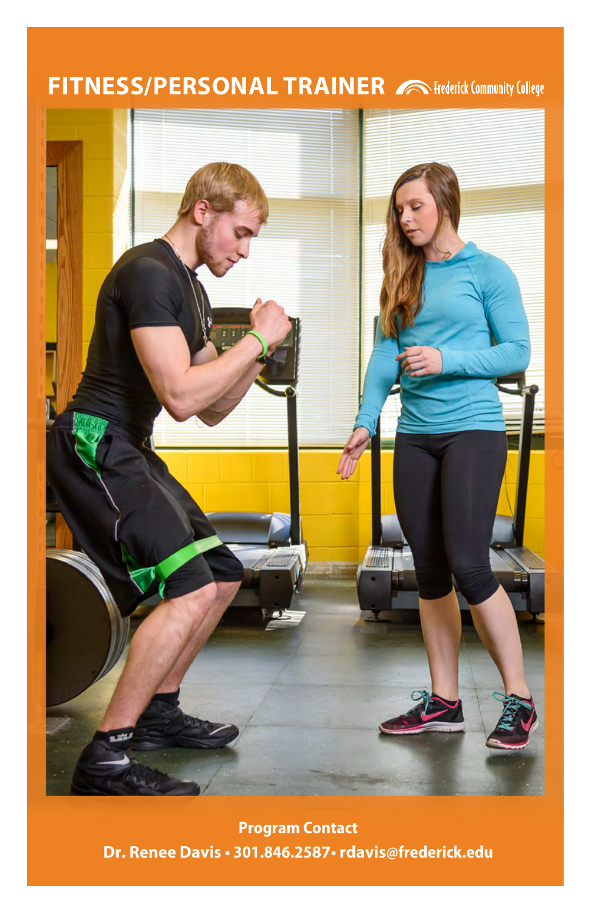# FITNESS/PERSONAL TRAINER

Frederick Community College

**Program Contact**

**Dr. Renee Davis • 301.846.2587• rdavis@frederick.edu**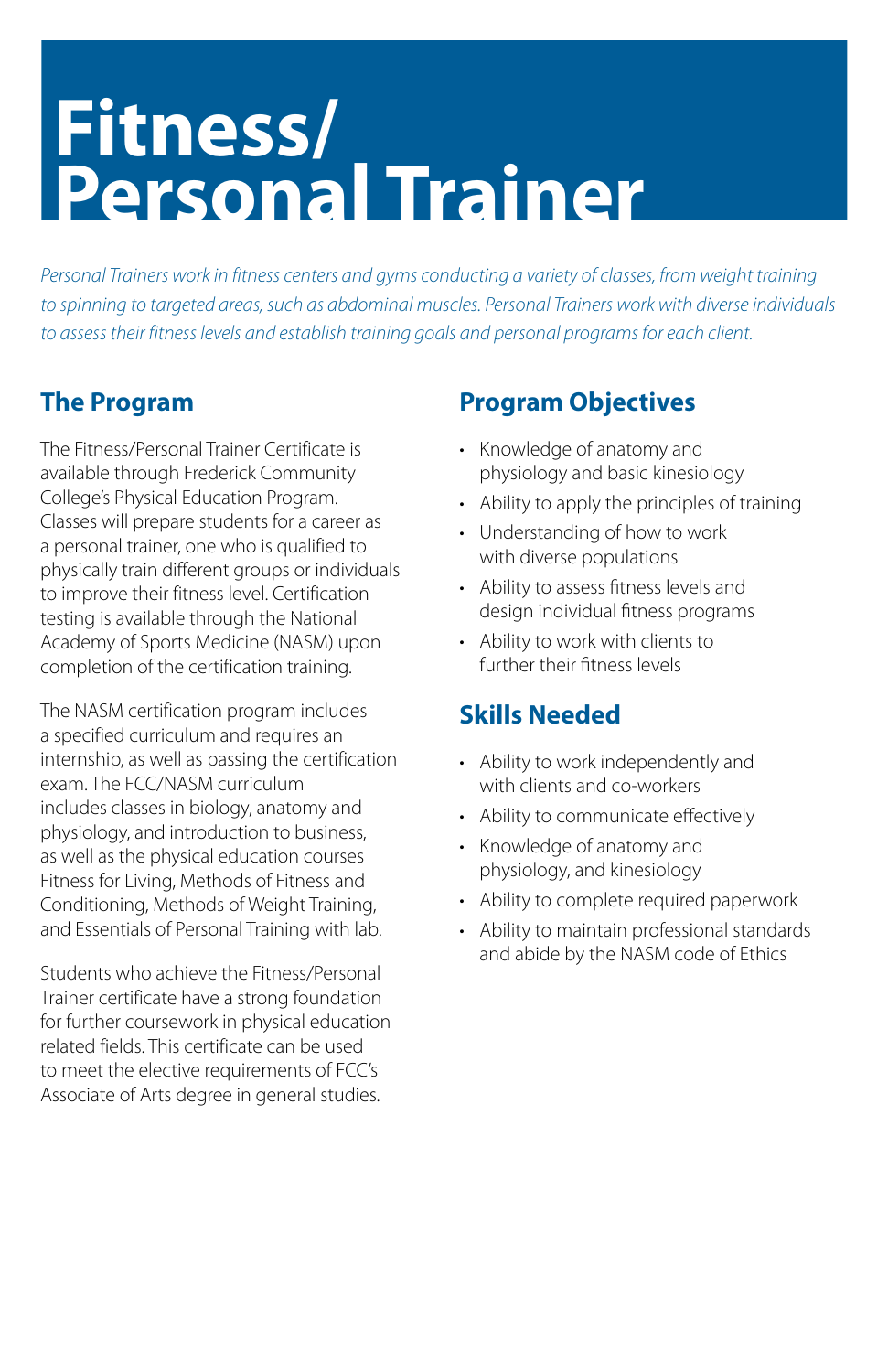# Fitness/ Personal Trainer

*Personal Trainers work in fitness centers and gyms conducting a variety of classes, from weight training to spinning to targeted areas, such as abdominal muscles. Personal Trainers work with diverse individuals to assess their fitness levels and establish training goals and personal programs for each client.*

## The Program

The Fitness/Personal Trainer Certificate is available through Frederick Community College's Physical Education Program. Classes will prepare students for a career as a personal trainer, one who is qualified to physically train different groups or individuals to improve their fitness level. Certification testing is available through the National Academy of Sports Medicine (NASM) upon completion of the certification training.

The NASM certification program includes a specified curriculum and requires an internship, as well as passing the certification exam. The FCC/NASM curriculum includes classes in biology, anatomy and physiology, and introduction to business, as well as the physical education courses Fitness for Living, Methods of Fitness and Conditioning, Methods of Weight Training, and Essentials of Personal Training with lab.

Students who achieve the Fitness/Personal Trainer certificate have a strong foundation for further coursework in physical education related fields. This certificate can be used to meet the elective requirements of FCC's Associate of Arts degree in general studies.

## Program Objectives

- Knowledge of anatomy and physiology and basic kinesiology
- Ability to apply the principles of training
- Understanding of how to work with diverse populations
- Ability to assess fitness levels and design individual fitness programs
- Ability to work with clients to further their fitness levels

## Skills Needed

- Ability to work independently and with clients and co-workers
- Ability to communicate effectively
- Knowledge of anatomy and physiology, and kinesiology
- Ability to complete required paperwork
- Ability to maintain professional standards and abide by the NASM code of Ethics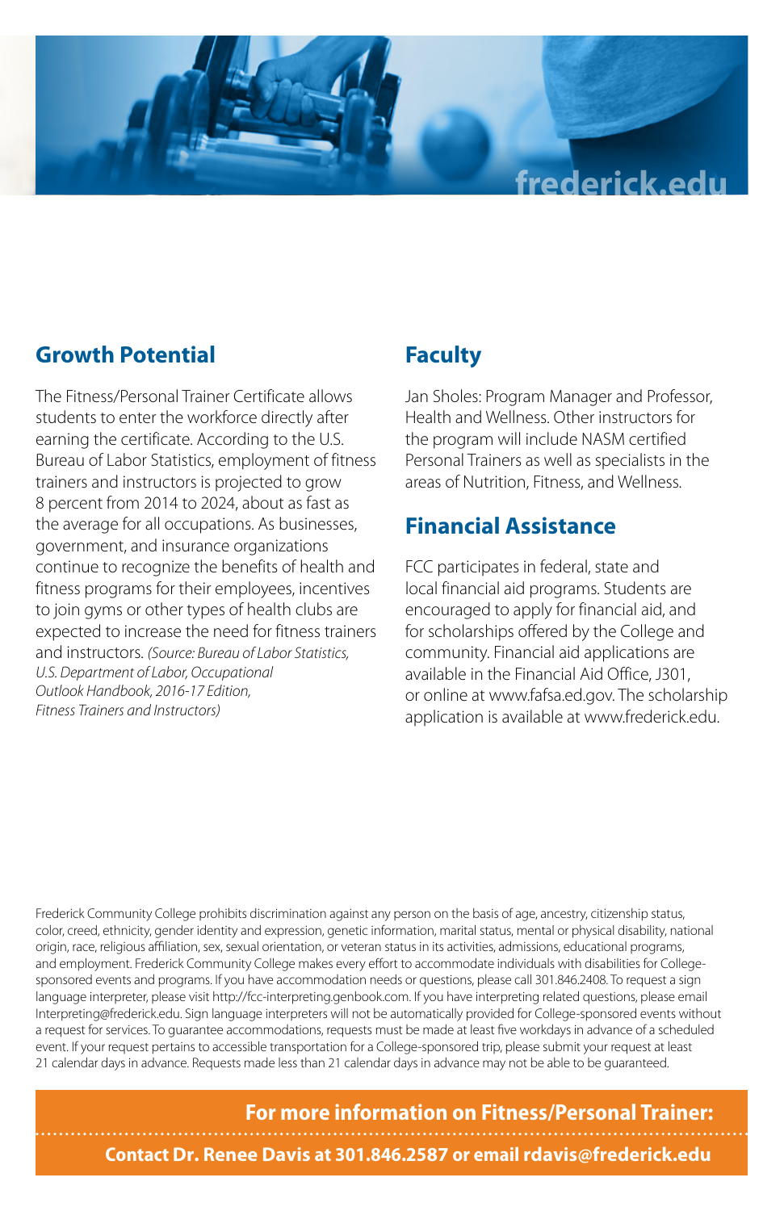frederick.edu

## Growth Potential

The Fitness/Personal Trainer Certificate allows students to enter the workforce directly after earning the certificate. According to the U.S. Bureau of Labor Statistics, employment of fitness trainers and instructors is projected to grow 8 percent from 2014 to 2024, about as fast as the average for all occupations. As businesses, government, and insurance organizations continue to recognize the benefits of health and fitness programs for their employees, incentives to join gyms or other types of health clubs are expected to increase the need for fitness trainers and instructors. *(Source: Bureau of Labor Statistics, U.S. Department of Labor, Occupational Outlook Handbook, 2016-17 Edition, Fitness Trainers and Instructors)*

## Faculty

Jan Sholes: Program Manager and Professor, Health and Wellness. Other instructors for the program will include NASM certified Personal Trainers as well as specialists in the areas of Nutrition, Fitness, and Wellness.

## Financial Assistance

FCC participates in federal, state and local financial aid programs. Students are encouraged to apply for financial aid, and for scholarships offered by the College and community. Financial aid applications are available in the Financial Aid Office, J301, or online at www.fafsa.ed.gov. The scholarship application is available at www.frederick.edu.

Frederick Community College prohibits discrimination against any person on the basis of age, ancestry, citizenship status, color, creed, ethnicity, gender identity and expression, genetic information, marital status, mental or physical disability, national origin, race, religious affiliation, sex, sexual orientation, or veteran status in its activities, admissions, educational programs, and employment. Frederick Community College makes every effort to accommodate individuals with disabilities for College-sponsored events and programs. If you have accommodation needs or questions, please call 301.846.2408. To request a sign language interpreter, please visit http://fcc-interpreting.genbook.com. If you have interpreting related questions, please email Interpreting@frederick.edu. Sign language interpreters will not be automatically provided for College-sponsored events without a request for services. To guarantee accommodations, requests must be made at least five workdays in advance of a scheduled event. If your request pertains to accessible transportation for a College-sponsored trip, please submit your request at least 21 calendar days in advance. Requests made less than 21 calendar days in advance may not be able to be guaranteed.

**For more information on Fitness/Personal Trainer:**

**Contact Dr. Renee Davis at 301.846.2587 or email rdavis@frederick.edu**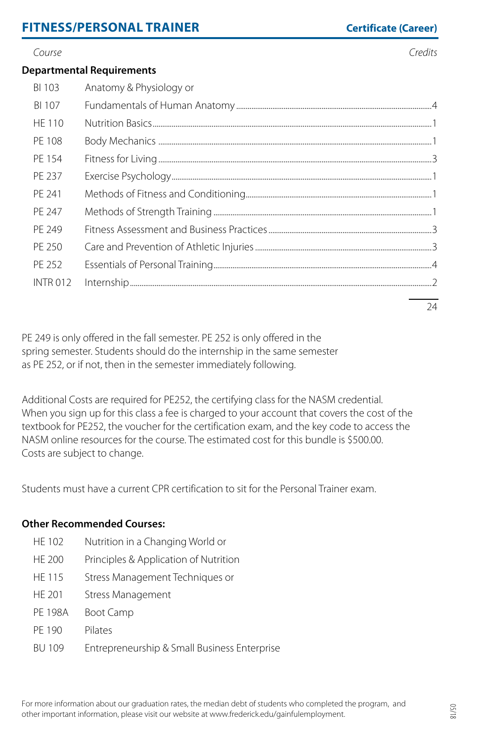## FITNESS/PERSONAL TRAINER

**Certificate (Career)**

| *Course* | | *Credits* |
|---|---|---|
| **Departmental Requirements** | | |
| BI 103 | Anatomy & Physiology or | |
| BI 107 | Fundamentals of Human Anatomy | 4 |
| HE 110 | Nutrition Basics | 1 |
| PE 108 | Body Mechanics | 1 |
| PE 154 | Fitness for Living | 3 |
| PE 237 | Exercise Psychology | 1 |
| PE 241 | Methods of Fitness and Conditioning | 1 |
| PE 247 | Methods of Strength Training | 1 |
| PE 249 | Fitness Assessment and Business Practices | 3 |
| PE 250 | Care and Prevention of Athletic Injuries | 3 |
| PE 252 | Essentials of Personal Training | 4 |
| INTR 012 | Internship | 2 |
| | | 24 |

PE 249 is only offered in the fall semester. PE 252 is only offered in the spring semester. Students should do the internship in the same semester as PE 252, or if not, then in the semester immediately following.

Additional Costs are required for PE252, the certifying class for the NASM credential. When you sign up for this class a fee is charged to your account that covers the cost of the textbook for PE252, the voucher for the certification exam, and the key code to access the NASM online resources for the course. The estimated cost for this bundle is $500.00. Costs are subject to change.

Students must have a current CPR certification to sit for the Personal Trainer exam.

**Other Recommended Courses:**

| | |
|---|---|
| HE 102 | Nutrition in a Changing World or |
| HE 200 | Principles & Application of Nutrition |
| HE 115 | Stress Management Techniques or |
| HE 201 | Stress Management |
| PE 198A | Boot Camp |
| PE 190 | Pilates |
| BU 109 | Entrepreneurship & Small Business Enterprise |

For more information about our graduation rates, the median debt of students who completed the program, and other important information, please visit our website at www.frederick.edu/gainfulemployment.

05/18